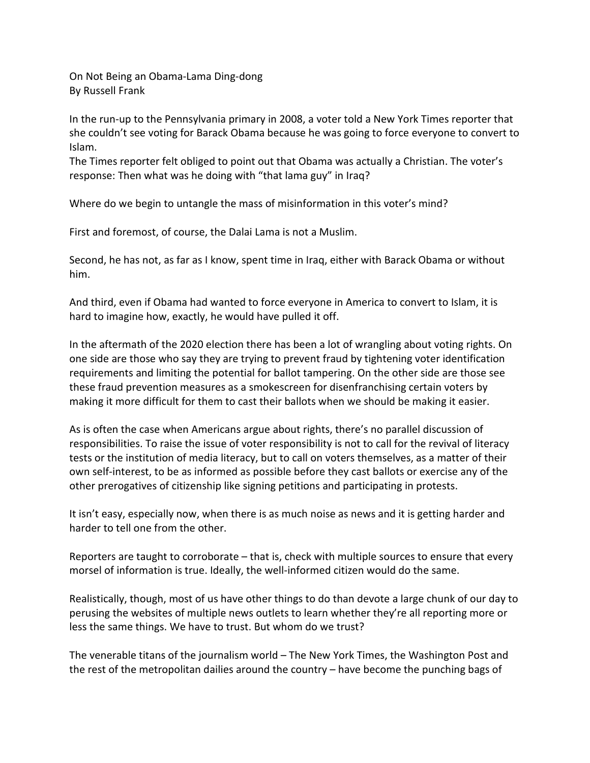# On Not Being an Obama-Lama Ding-dong

By Russell Frank

In the run-up to the Pennsylvania primary in 2008, a voter told a New York Times reporter that she couldn't see voting for Barack Obama because he was going to force everyone to convert to Islam.

The Times reporter felt obliged to point out that Obama was actually a Christian. The voter's response: Then what was he doing with "that lama guy" in Iraq?

Where do we begin to untangle the mass of misinformation in this voter's mind?

First and foremost, of course, the Dalai Lama is not a Muslim.

Second, he has not, as far as I know, spent time in Iraq, either with Barack Obama or without him.

And third, even if Obama had wanted to force everyone in America to convert to Islam, it is hard to imagine how, exactly, he would have pulled it off.

In the aftermath of the 2020 election there has been a lot of wrangling about voting rights. On one side are those who say they are trying to prevent fraud by tightening voter identification requirements and limiting the potential for ballot tampering. On the other side are those see these fraud prevention measures as a smokescreen for disenfranchising certain voters by making it more difficult for them to cast their ballots when we should be making it easier.

As is often the case when Americans argue about rights, there's no parallel discussion of responsibilities. To raise the issue of voter responsibility is not to call for the revival of literacy tests or the institution of media literacy, but to call on voters themselves, as a matter of their own self-interest, to be as informed as possible before they cast ballots or exercise any of the other prerogatives of citizenship like signing petitions and participating in protests.

It isn't easy, especially now, when there is as much noise as news and it is getting harder and harder to tell one from the other.

Reporters are taught to corroborate – that is, check with multiple sources to ensure that every morsel of information is true. Ideally, the well-informed citizen would do the same.

Realistically, though, most of us have other things to do than devote a large chunk of our day to perusing the websites of multiple news outlets to learn whether they're all reporting more or less the same things. We have to trust. But whom do we trust?

The venerable titans of the journalism world – The New York Times, the Washington Post and the rest of the metropolitan dailies around the country – have become the punching bags of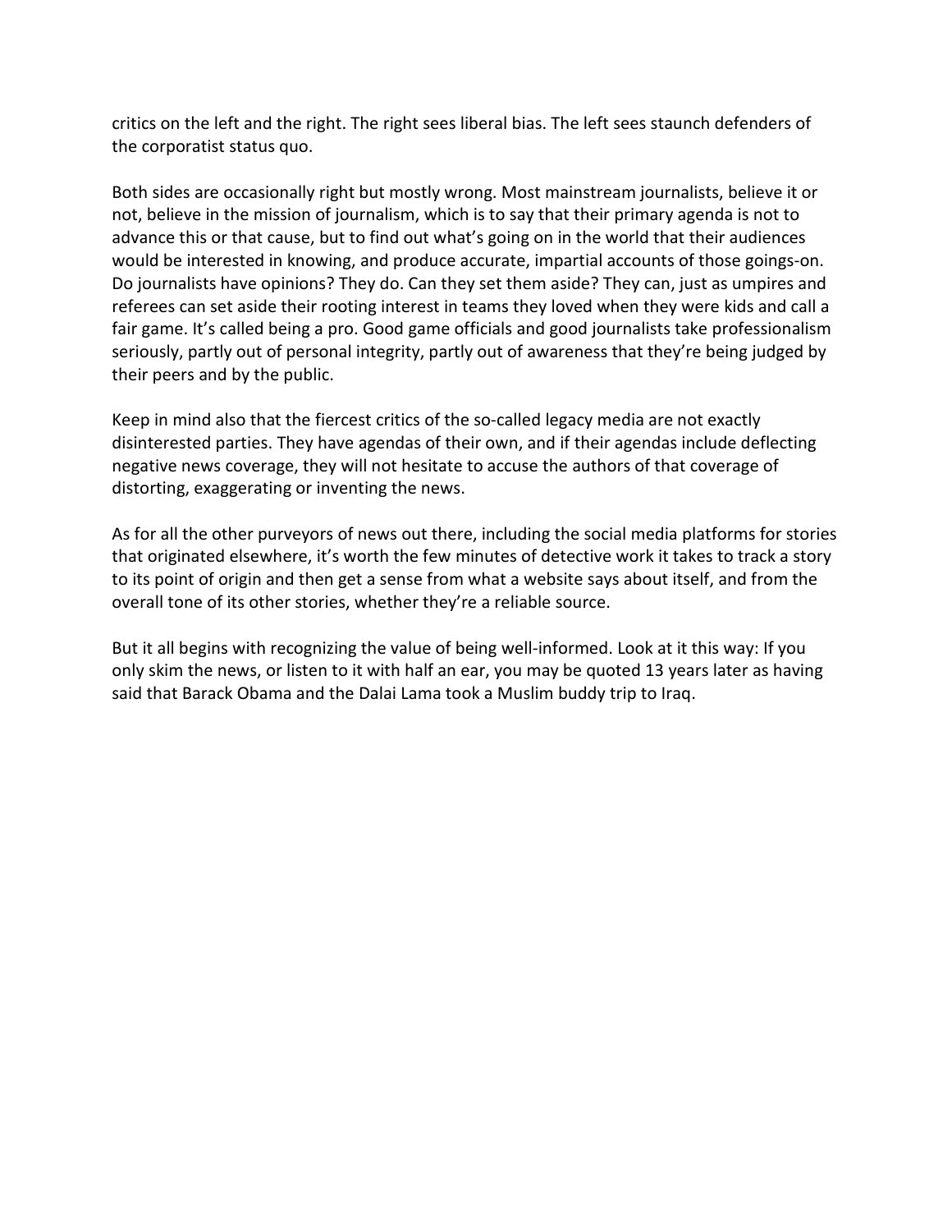critics on the left and the right. The right sees liberal bias. The left sees staunch defenders of the corporatist status quo.

Both sides are occasionally right but mostly wrong. Most mainstream journalists, believe it or not, believe in the mission of journalism, which is to say that their primary agenda is not to advance this or that cause, but to find out what's going on in the world that their audiences would be interested in knowing, and produce accurate, impartial accounts of those goings-on. Do journalists have opinions? They do. Can they set them aside? They can, just as umpires and referees can set aside their rooting interest in teams they loved when they were kids and call a fair game. It's called being a pro. Good game officials and good journalists take professionalism seriously, partly out of personal integrity, partly out of awareness that they're being judged by their peers and by the public.

Keep in mind also that the fiercest critics of the so-called legacy media are not exactly disinterested parties. They have agendas of their own, and if their agendas include deflecting negative news coverage, they will not hesitate to accuse the authors of that coverage of distorting, exaggerating or inventing the news.

As for all the other purveyors of news out there, including the social media platforms for stories that originated elsewhere, it's worth the few minutes of detective work it takes to track a story to its point of origin and then get a sense from what a website says about itself, and from the overall tone of its other stories, whether they're a reliable source.

But it all begins with recognizing the value of being well-informed. Look at it this way: If you only skim the news, or listen to it with half an ear, you may be quoted 13 years later as having said that Barack Obama and the Dalai Lama took a Muslim buddy trip to Iraq.